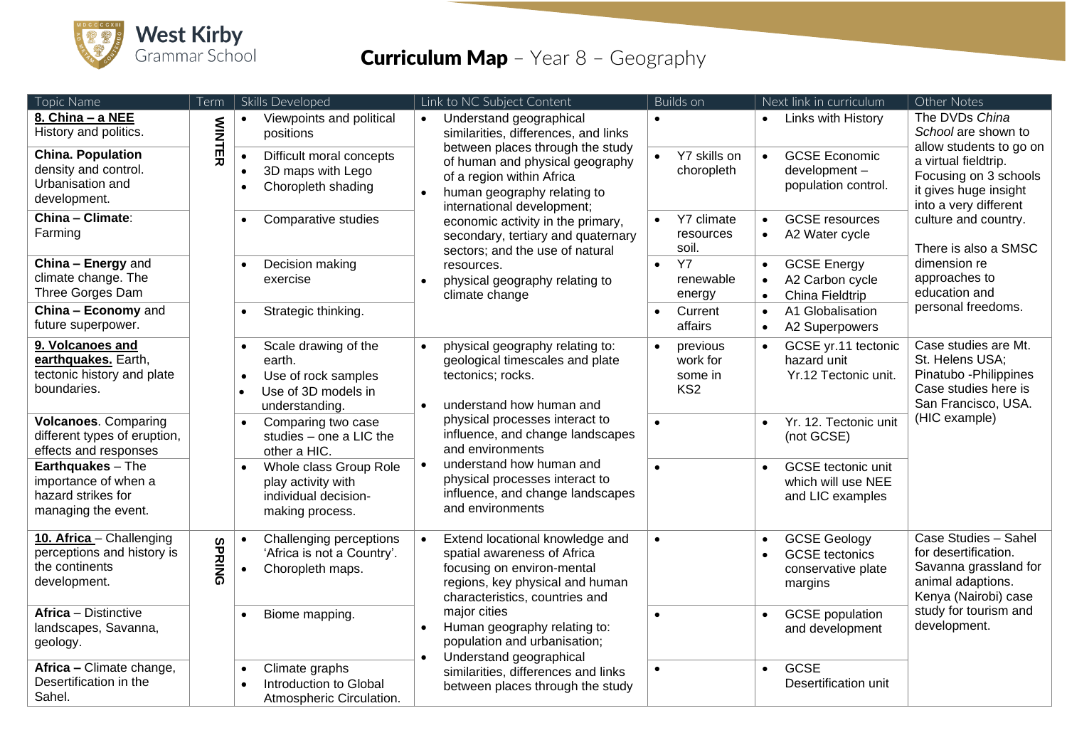West Kirby Grammar School

# Curriculum Map – Year 8 – Geography

| Topic Name | Term | Skills Developed | Link to NC Subject Content | Builds on | Next link in curriculum | Other Notes |
|---|---|---|---|---|---|---|
| **8. China – a NEE** History and politics. | WINTER | • Viewpoints and political positions | • Understand geographical similarities, differences, and links between places through the study of human and physical geography of a region within Africa<br>• human geography relating to international development; economic activity in the primary, secondary, tertiary and quaternary sectors; and the use of natural resources.<br>• physical geography relating to climate change | • | • Links with History | The DVDs *China School* are shown to allow students to go on a virtual fieldtrip. Focusing on 3 schools it gives huge insight into a very different culture and country.<br><br>There is also a SMSC dimension re approaches to education and personal freedoms. |
| **China. Population** density and control. Urbanisation and development. | | • Difficult moral concepts<br>• 3D maps with Lego<br>• Choropleth shading | | • Y7 skills on choropleth | • GCSE Economic development – population control. | |
| **China – Climate**: Farming | | • Comparative studies | | • Y7 climate resources soil. | • GCSE resources<br>• A2 Water cycle | |
| **China – Energy** and climate change. The Three Gorges Dam | | • Decision making exercise | | • Y7 renewable energy | • GCSE Energy<br>• A2 Carbon cycle<br>• China Fieldtrip | |
| **China – Economy** and future superpower. | | • Strategic thinking. | | • Current affairs | • A1 Globalisation<br>• A2 Superpowers | |
| **9. Volcanoes and earthquakes.** Earth, tectonic history and plate boundaries. | | • Scale drawing of the earth.<br>• Use of rock samples<br>• Use of 3D models in understanding. | • physical geography relating to: geological timescales and plate tectonics; rocks.<br>• understand how human and physical processes interact to influence, and change landscapes and environments<br>• understand how human and physical processes interact to influence, and change landscapes and environments | • previous work for some in KS2 | • GCSE yr.11 tectonic hazard unit Yr.12 Tectonic unit. | Case studies are Mt. St. Helens USA; Pinatubo -Philippines Case studies here is San Francisco, USA. (HIC example) |
| **Volcanoes**. Comparing different types of eruption, effects and responses | | • Comparing two case studies – one a LIC the other a HIC. | | • | • Yr. 12. Tectonic unit (not GCSE) | |
| **Earthquakes** – The importance of when a hazard strikes for managing the event. | | • Whole class Group Role play activity with individual decision-making process. | | • | • GCSE tectonic unit which will use NEE and LIC examples | |
| **10. Africa** – Challenging perceptions and history is the continents development. | SPRING | • Challenging perceptions 'Africa is not a Country'.<br>• Choropleth maps. | • Extend locational knowledge and spatial awareness of Africa focusing on environ-mental regions, key physical and human characteristics, countries and major cities<br>• Human geography relating to: population and urbanisation;<br>• Understand geographical similarities, differences and links between places through the study | • | • GCSE Geology<br>• GCSE tectonics conservative plate margins | Case Studies – Sahel for desertification. Savanna grassland for animal adaptions. Kenya (Nairobi) case study for tourism and development. |
| **Africa** – Distinctive landscapes, Savanna, geology. | | • Biome mapping. | | • | • GCSE population and development | |
| **Africa –** Climate change, Desertification in the Sahel. | | • Climate graphs<br>• Introduction to Global Atmospheric Circulation. | | • | • GCSE Desertification unit | |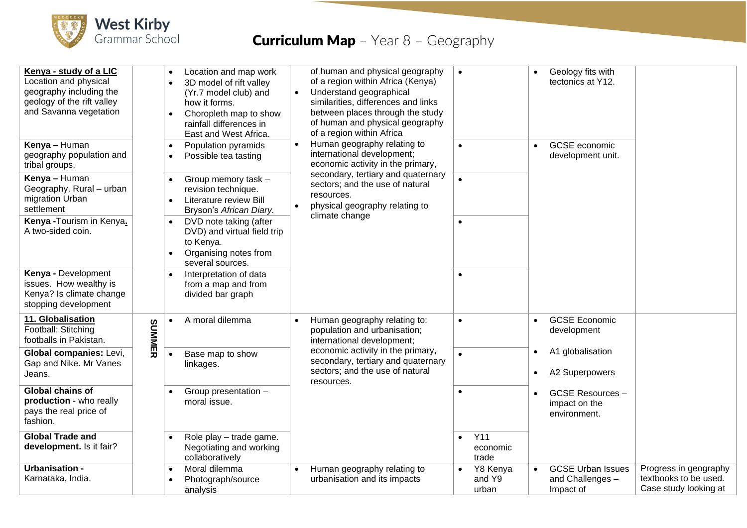# Curriculum Map – Year 8 – Geography

| | | | | | | |
|---|---|---|---|---|---|---|
| **Kenya - study of a LIC** Location and physical geography including the geology of the rift valley and Savanna vegetation | | • Location and map work<br>• 3D model of rift valley (Yr.7 model club) and how it forms.<br>• Choropleth map to show rainfall differences in East and West Africa. | of human and physical geography of a region within Africa (Kenya)<br>• Understand geographical similarities, differences and links between places through the study of human and physical geography of a region within Africa<br>• Human geography relating to international development; economic activity in the primary, secondary, tertiary and quaternary sectors; and the use of natural resources.<br>• physical geography relating to climate change | • | • Geology fits with tectonics at Y12. | |
| **Kenya –** Human geography population and tribal groups. | | • Population pyramids<br>• Possible tea tasting | | • | • GCSE economic development unit. | |
| **Kenya –** Human Geography. Rural – urban migration Urban settlement | | • Group memory task – revision technique.<br>• Literature review Bill Bryson's *African Diary.* | | • | | |
| **Kenya -**Tourism in Kenya**.** A two-sided coin. | | • DVD note taking (after DVD) and virtual field trip to Kenya.<br>• Organising notes from several sources. | | • | | |
| **Kenya -** Development issues. How wealthy is Kenya? Is climate change stopping development | | • Interpretation of data from a map and from divided bar graph | | • | | |
| **11. Globalisation** Football: Stitching footballs in Pakistan. | SUMMER | • A moral dilemma | • Human geography relating to: population and urbanisation; international development; economic activity in the primary, secondary, tertiary and quaternary sectors; and the use of natural resources. | • | • GCSE Economic development | |
| **Global companies:** Levi, Gap and Nike. Mr Vanes Jeans. | | • Base map to show linkages. | | • | • A1 globalisation<br>• A2 Superpowers | |
| **Global chains of production** - who really pays the real price of fashion. | | • Group presentation – moral issue. | | • | • GCSE Resources – impact on the environment. | |
| **Global Trade and development.** Is it fair? | | • Role play – trade game. Negotiating and working collaboratively | | • Y11 economic trade | | |
| **Urbanisation -** Karnataka, India. | | • Moral dilemma<br>• Photograph/source analysis | • Human geography relating to urbanisation and its impacts | • Y8 Kenya and Y9 urban | • GCSE Urban Issues and Challenges – Impact of | Progress in geography textbooks to be used. Case study looking at |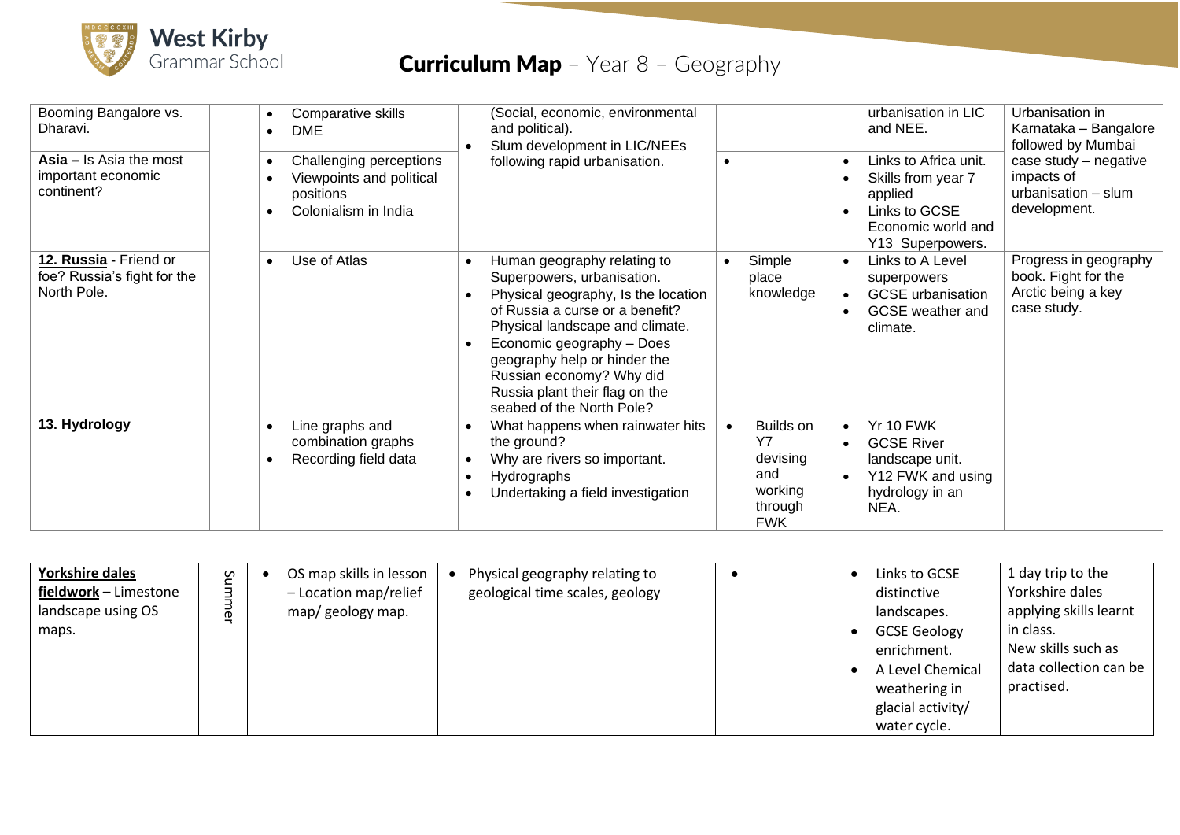# Curriculum Map – Year 8 – Geography

| | | | | | | |
|---|---|---|---|---|---|---|
| Booming Bangalore vs. Dharavi. | | • Comparative skills<br>• DME | (Social, economic, environmental and political).<br>• Slum development in LIC/NEEs following rapid urbanisation. | | urbanisation in LIC and NEE. | Urbanisation in Karnataka – Bangalore followed by Mumbai case study – negative impacts of urbanisation – slum development. |
| **Asia –** Is Asia the most important economic continent? | | • Challenging perceptions<br>• Viewpoints and political positions<br>• Colonialism in India | | • | • Links to Africa unit.<br>• Skills from year 7 applied<br>• Links to GCSE Economic world and Y13 Superpowers. | |
| **12. Russia** - Friend or foe? Russia's fight for the North Pole. | | • Use of Atlas | • Human geography relating to Superpowers, urbanisation.<br>• Physical geography, Is the location of Russia a curse or a benefit? Physical landscape and climate.<br>• Economic geography – Does geography help or hinder the Russian economy? Why did Russia plant their flag on the seabed of the North Pole? | • Simple place knowledge | • Links to A Level superpowers<br>• GCSE urbanisation<br>• GCSE weather and climate. | Progress in geography book. Fight for the Arctic being a key case study. |
| **13. Hydrology** | | • Line graphs and combination graphs<br>• Recording field data | • What happens when rainwater hits the ground?<br>• Why are rivers so important.<br>• Hydrographs<br>• Undertaking a field investigation | • Builds on Y7 devising and working through FWK | • Yr 10 FWK<br>• GCSE River landscape unit.<br>• Y12 FWK and using hydrology in an NEA. | |

| | | | | | | |
|---|---|---|---|---|---|---|
| **Yorkshire dales fieldwork** – Limestone landscape using OS maps. | Summer | • OS map skills in lesson – Location map/relief map/ geology map. | • Physical geography relating to geological time scales, geology | • | • Links to GCSE distinctive landscapes.<br>• GCSE Geology enrichment.<br>• A Level Chemical weathering in glacial activity/ water cycle. | 1 day trip to the Yorkshire dales applying skills learnt in class.<br>New skills such as data collection can be practised. |